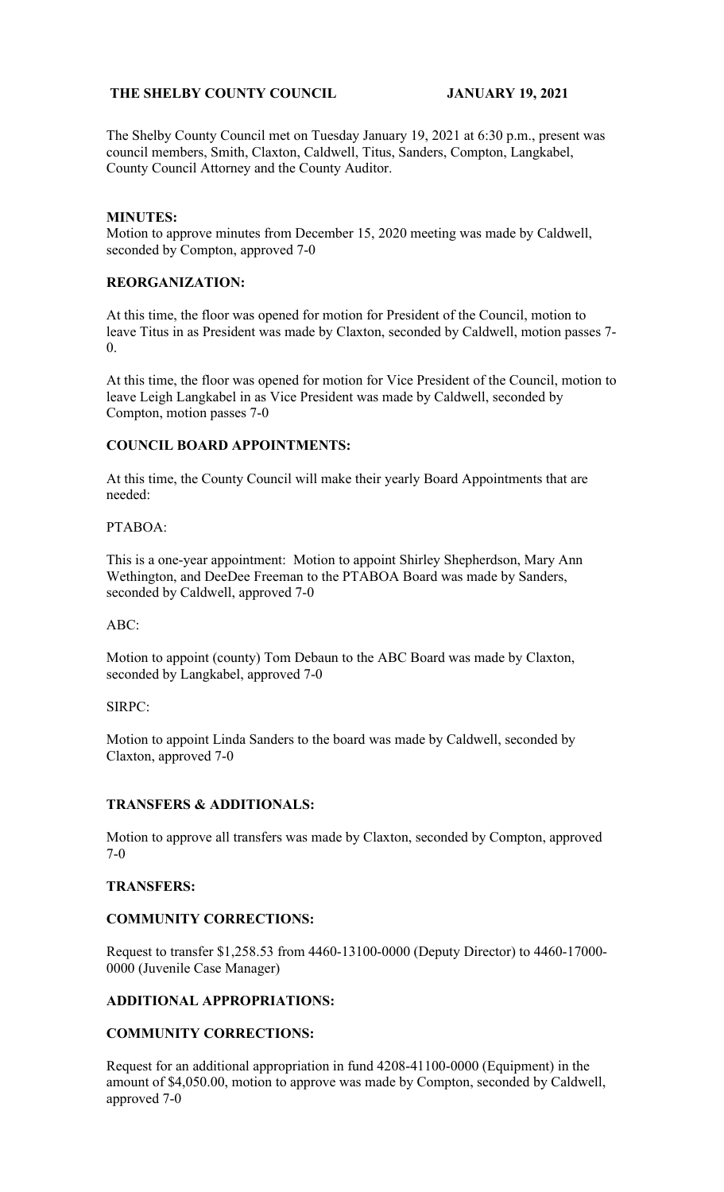**THE SHELBY COUNTY COUNCIL JANUARY 19, 2021**

The Shelby County Council met on Tuesday January 19, 2021 at 6:30 p.m., present was council members, Smith, Claxton, Caldwell, Titus, Sanders, Compton, Langkabel, County Council Attorney and the County Auditor.

**MINUTES:**

Motion to approve minutes from December 15, 2020 meeting was made by Caldwell, seconded by Compton, approved 7-0

**REORGANIZATION:**

At this time, the floor was opened for motion for President of the Council, motion to leave Titus in as President was made by Claxton, seconded by Caldwell, motion passes 7-0.

At this time, the floor was opened for motion for Vice President of the Council, motion to leave Leigh Langkabel in as Vice President was made by Caldwell, seconded by Compton, motion passes 7-0

**COUNCIL BOARD APPOINTMENTS:**

At this time, the County Council will make their yearly Board Appointments that are needed:

PTABOA:

This is a one-year appointment: Motion to appoint Shirley Shepherdson, Mary Ann Wethington, and DeeDee Freeman to the PTABOA Board was made by Sanders, seconded by Caldwell, approved 7-0

ABC:

Motion to appoint (county) Tom Debaun to the ABC Board was made by Claxton, seconded by Langkabel, approved 7-0

SIRPC:

Motion to appoint Linda Sanders to the board was made by Caldwell, seconded by Claxton, approved 7-0

**TRANSFERS & ADDITIONALS:**

Motion to approve all transfers was made by Claxton, seconded by Compton, approved 7-0

**TRANSFERS:**

**COMMUNITY CORRECTIONS:**

Request to transfer $1,258.53 from 4460-13100-0000 (Deputy Director) to 4460-17000-0000 (Juvenile Case Manager)

**ADDITIONAL APPROPRIATIONS:**

**COMMUNITY CORRECTIONS:**

Request for an additional appropriation in fund 4208-41100-0000 (Equipment) in the amount of $4,050.00, motion to approve was made by Compton, seconded by Caldwell, approved 7-0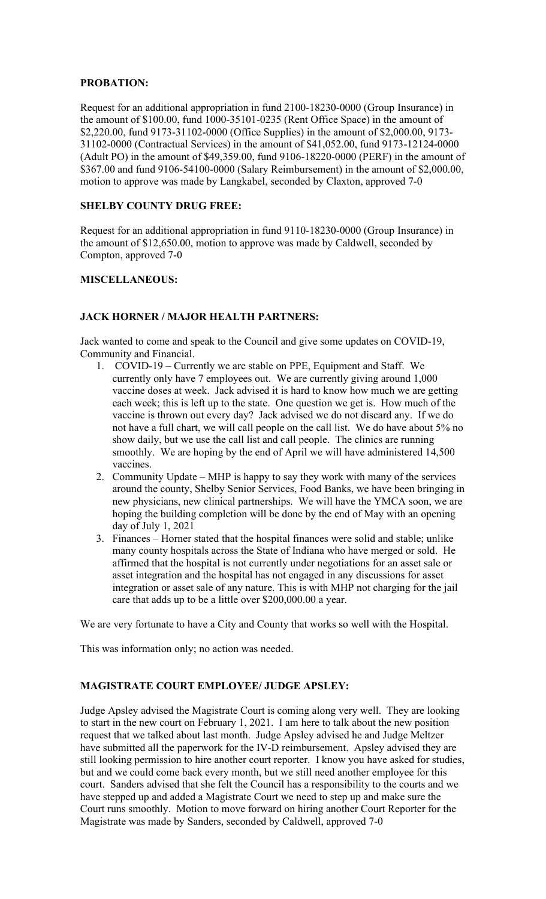**PROBATION:**

Request for an additional appropriation in fund 2100-18230-0000 (Group Insurance) in the amount of $100.00, fund 1000-35101-0235 (Rent Office Space) in the amount of $2,220.00, fund 9173-31102-0000 (Office Supplies) in the amount of $2,000.00, 9173-31102-0000 (Contractual Services) in the amount of $41,052.00, fund 9173-12124-0000 (Adult PO) in the amount of $49,359.00, fund 9106-18220-0000 (PERF) in the amount of $367.00 and fund 9106-54100-0000 (Salary Reimbursement) in the amount of $2,000.00, motion to approve was made by Langkabel, seconded by Claxton, approved 7-0

**SHELBY COUNTY DRUG FREE:**

Request for an additional appropriation in fund 9110-18230-0000 (Group Insurance) in the amount of $12,650.00, motion to approve was made by Caldwell, seconded by Compton, approved 7-0

**MISCELLANEOUS:**

**JACK HORNER / MAJOR HEALTH PARTNERS:**

Jack wanted to come and speak to the Council and give some updates on COVID-19, Community and Financial.

1. COVID-19 – Currently we are stable on PPE, Equipment and Staff. We currently only have 7 employees out. We are currently giving around 1,000 vaccine doses at week. Jack advised it is hard to know how much we are getting each week; this is left up to the state. One question we get is. How much of the vaccine is thrown out every day? Jack advised we do not discard any. If we do not have a full chart, we will call people on the call list. We do have about 5% no show daily, but we use the call list and call people. The clinics are running smoothly. We are hoping by the end of April we will have administered 14,500 vaccines.
2. Community Update – MHP is happy to say they work with many of the services around the county, Shelby Senior Services, Food Banks, we have been bringing in new physicians, new clinical partnerships. We will have the YMCA soon, we are hoping the building completion will be done by the end of May with an opening day of July 1, 2021
3. Finances – Horner stated that the hospital finances were solid and stable; unlike many county hospitals across the State of Indiana who have merged or sold. He affirmed that the hospital is not currently under negotiations for an asset sale or asset integration and the hospital has not engaged in any discussions for asset integration or asset sale of any nature. This is with MHP not charging for the jail care that adds up to be a little over $200,000.00 a year.

We are very fortunate to have a City and County that works so well with the Hospital.

This was information only; no action was needed.

**MAGISTRATE COURT EMPLOYEE/ JUDGE APSLEY:**

Judge Apsley advised the Magistrate Court is coming along very well. They are looking to start in the new court on February 1, 2021. I am here to talk about the new position request that we talked about last month. Judge Apsley advised he and Judge Meltzer have submitted all the paperwork for the IV-D reimbursement. Apsley advised they are still looking permission to hire another court reporter. I know you have asked for studies, but and we could come back every month, but we still need another employee for this court. Sanders advised that she felt the Council has a responsibility to the courts and we have stepped up and added a Magistrate Court we need to step up and make sure the Court runs smoothly. Motion to move forward on hiring another Court Reporter for the Magistrate was made by Sanders, seconded by Caldwell, approved 7-0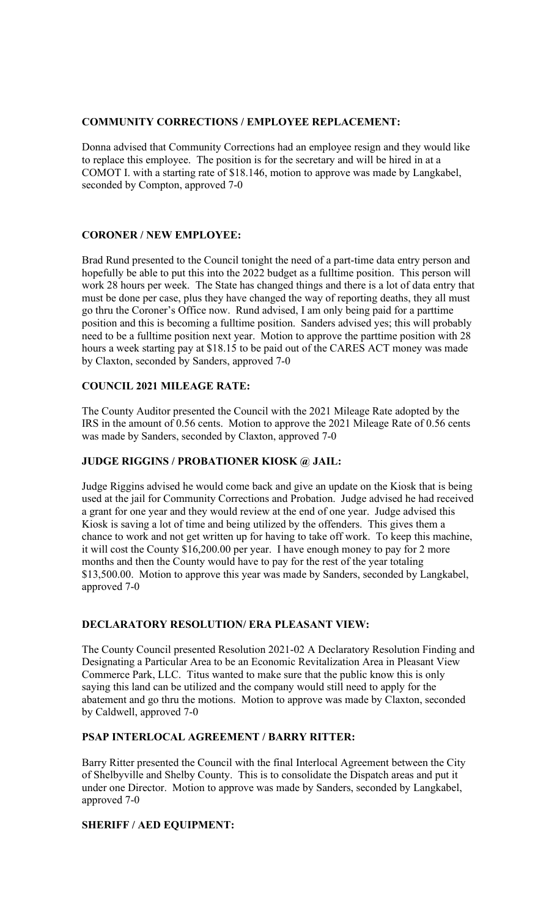**COMMUNITY CORRECTIONS / EMPLOYEE REPLACEMENT:**

Donna advised that Community Corrections had an employee resign and they would like to replace this employee. The position is for the secretary and will be hired in at a COMOT I. with a starting rate of $18.146, motion to approve was made by Langkabel, seconded by Compton, approved 7-0

**CORONER / NEW EMPLOYEE:**

Brad Rund presented to the Council tonight the need of a part-time data entry person and hopefully be able to put this into the 2022 budget as a fulltime position. This person will work 28 hours per week. The State has changed things and there is a lot of data entry that must be done per case, plus they have changed the way of reporting deaths, they all must go thru the Coroner's Office now. Rund advised, I am only being paid for a parttime position and this is becoming a fulltime position. Sanders advised yes; this will probably need to be a fulltime position next year. Motion to approve the parttime position with 28 hours a week starting pay at $18.15 to be paid out of the CARES ACT money was made by Claxton, seconded by Sanders, approved 7-0

**COUNCIL 2021 MILEAGE RATE:**

The County Auditor presented the Council with the 2021 Mileage Rate adopted by the IRS in the amount of 0.56 cents. Motion to approve the 2021 Mileage Rate of 0.56 cents was made by Sanders, seconded by Claxton, approved 7-0

**JUDGE RIGGINS / PROBATIONER KIOSK @ JAIL:**

Judge Riggins advised he would come back and give an update on the Kiosk that is being used at the jail for Community Corrections and Probation. Judge advised he had received a grant for one year and they would review at the end of one year. Judge advised this Kiosk is saving a lot of time and being utilized by the offenders. This gives them a chance to work and not get written up for having to take off work. To keep this machine, it will cost the County $16,200.00 per year. I have enough money to pay for 2 more months and then the County would have to pay for the rest of the year totaling $13,500.00. Motion to approve this year was made by Sanders, seconded by Langkabel, approved 7-0

**DECLARATORY RESOLUTION/ ERA PLEASANT VIEW:**

The County Council presented Resolution 2021-02 A Declaratory Resolution Finding and Designating a Particular Area to be an Economic Revitalization Area in Pleasant View Commerce Park, LLC. Titus wanted to make sure that the public know this is only saying this land can be utilized and the company would still need to apply for the abatement and go thru the motions. Motion to approve was made by Claxton, seconded by Caldwell, approved 7-0

**PSAP INTERLOCAL AGREEMENT / BARRY RITTER:**

Barry Ritter presented the Council with the final Interlocal Agreement between the City of Shelbyville and Shelby County. This is to consolidate the Dispatch areas and put it under one Director. Motion to approve was made by Sanders, seconded by Langkabel, approved 7-0

**SHERIFF / AED EQUIPMENT:**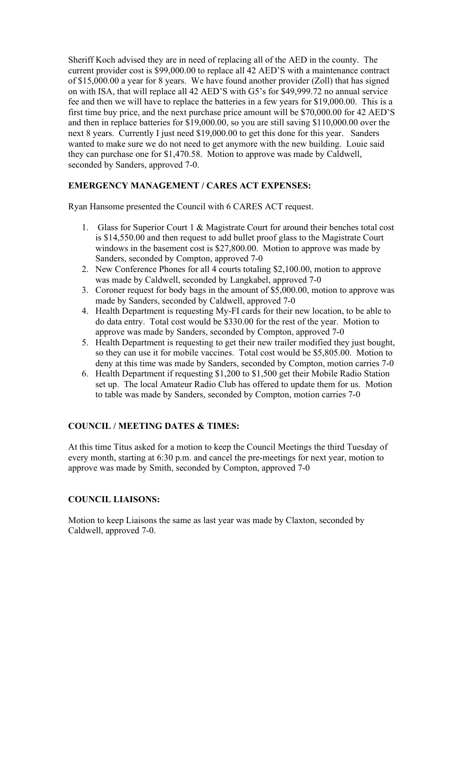Sheriff Koch advised they are in need of replacing all of the AED in the county. The current provider cost is $99,000.00 to replace all 42 AED'S with a maintenance contract of $15,000.00 a year for 8 years. We have found another provider (Zoll) that has signed on with ISA, that will replace all 42 AED'S with G5's for $49,999.72 no annual service fee and then we will have to replace the batteries in a few years for $19,000.00. This is a first time buy price, and the next purchase price amount will be $70,000.00 for 42 AED'S and then in replace batteries for $19,000.00, so you are still saving $110,000.00 over the next 8 years. Currently I just need $19,000.00 to get this done for this year. Sanders wanted to make sure we do not need to get anymore with the new building. Louie said they can purchase one for $1,470.58. Motion to approve was made by Caldwell, seconded by Sanders, approved 7-0.

**EMERGENCY MANAGEMENT / CARES ACT EXPENSES:**

Ryan Hansome presented the Council with 6 CARES ACT request.

1. Glass for Superior Court 1 & Magistrate Court for around their benches total cost is $14,550.00 and then request to add bullet proof glass to the Magistrate Court windows in the basement cost is $27,800.00. Motion to approve was made by Sanders, seconded by Compton, approved 7-0
2. New Conference Phones for all 4 courts totaling $2,100.00, motion to approve was made by Caldwell, seconded by Langkabel, approved 7-0
3. Coroner request for body bags in the amount of $5,000.00, motion to approve was made by Sanders, seconded by Caldwell, approved 7-0
4. Health Department is requesting My-FI cards for their new location, to be able to do data entry. Total cost would be $330.00 for the rest of the year. Motion to approve was made by Sanders, seconded by Compton, approved 7-0
5. Health Department is requesting to get their new trailer modified they just bought, so they can use it for mobile vaccines. Total cost would be $5,805.00. Motion to deny at this time was made by Sanders, seconded by Compton, motion carries 7-0
6. Health Department if requesting $1,200 to $1,500 get their Mobile Radio Station set up. The local Amateur Radio Club has offered to update them for us. Motion to table was made by Sanders, seconded by Compton, motion carries 7-0

**COUNCIL / MEETING DATES & TIMES:**

At this time Titus asked for a motion to keep the Council Meetings the third Tuesday of every month, starting at 6:30 p.m. and cancel the pre-meetings for next year, motion to approve was made by Smith, seconded by Compton, approved 7-0

**COUNCIL LIAISONS:**

Motion to keep Liaisons the same as last year was made by Claxton, seconded by Caldwell, approved 7-0.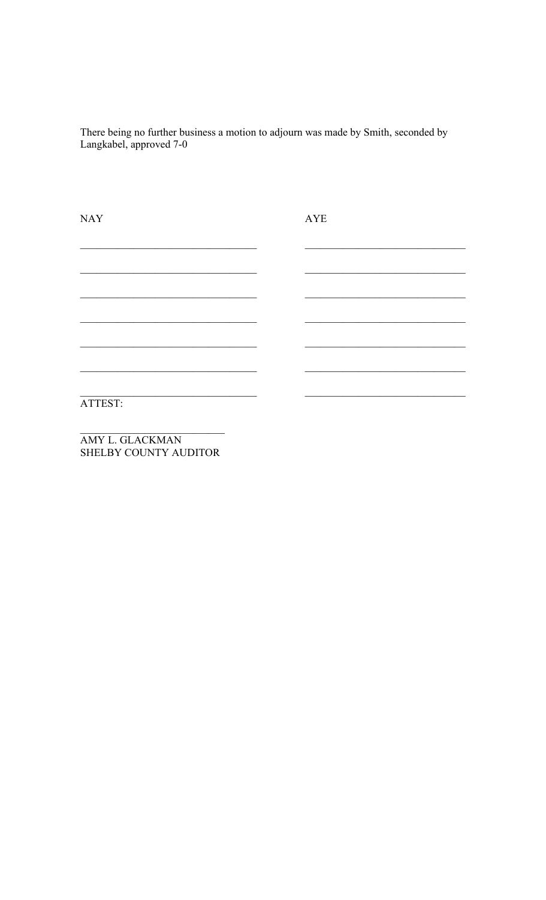There being no further business a motion to adjourn was made by Smith, seconded by Langkabel, approved 7-0

| NAY | AYE |
| --- | --- |
| ______________________________ | ______________________________ |
| ______________________________ | ______________________________ |
| ______________________________ | ______________________________ |
| ______________________________ | ______________________________ |
| ______________________________ | ______________________________ |
| ______________________________ | ______________________________ |
| ______________________________ | ______________________________ |

ATTEST:

_________________________

AMY L. GLACKMAN
SHELBY COUNTY AUDITOR